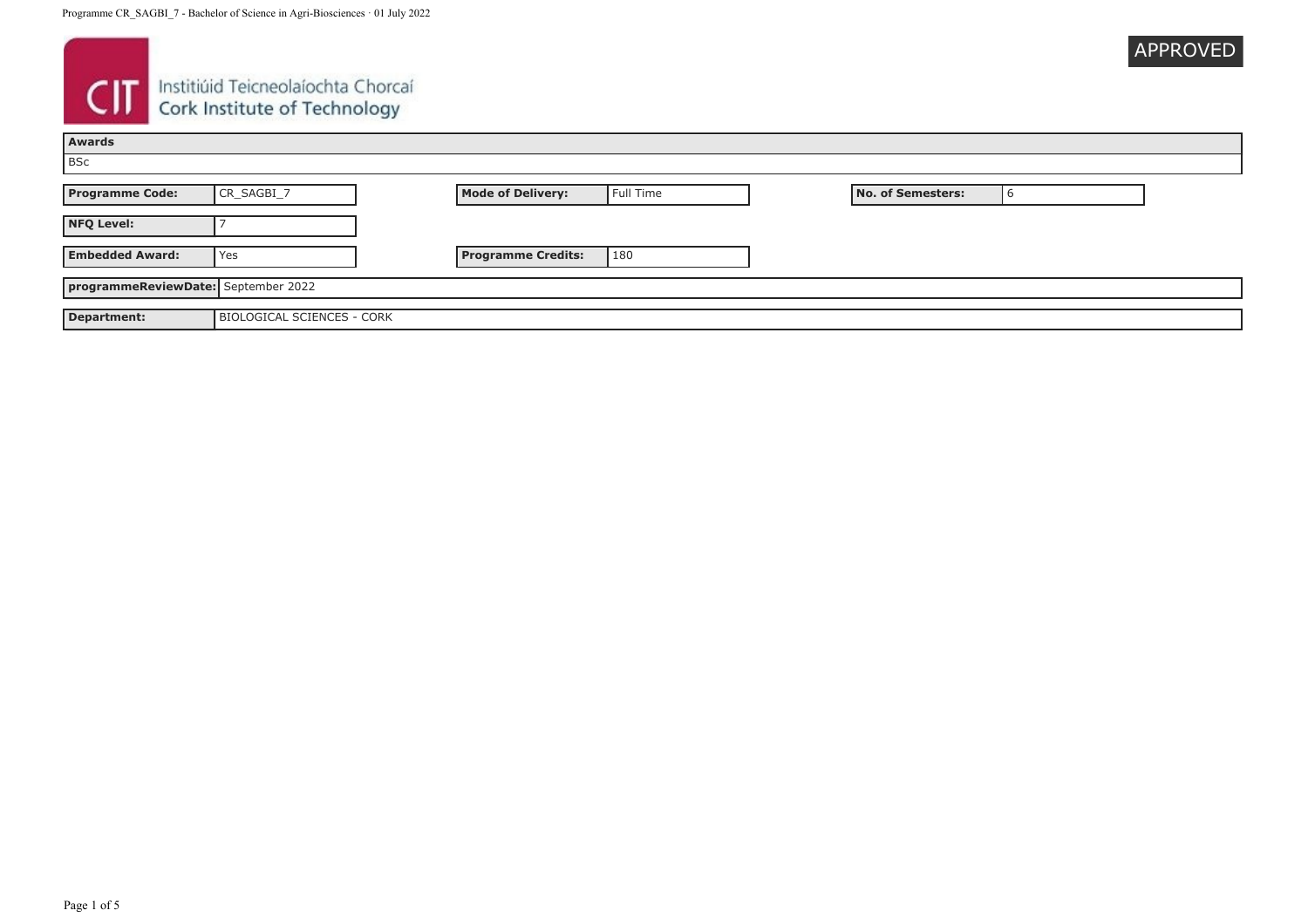Cork Institute of Technology
Institiúid Teicneolaíochta Chorcaí

APPROVED

| Awards |
| --- |
| BSc |

| Programme Code: | CR_SAGBI_7 | Mode of Delivery: | Full Time | No. of Semesters: | 6 |
| --- | --- | --- | --- | --- | --- |
| NFQ Level: | 7 | | | | |
| Embedded Award: | Yes | Programme Credits: | 180 | | |

| programmeReviewDate: | September 2022 |
| --- | --- |
| Department: | BIOLOGICAL SCIENCES - CORK |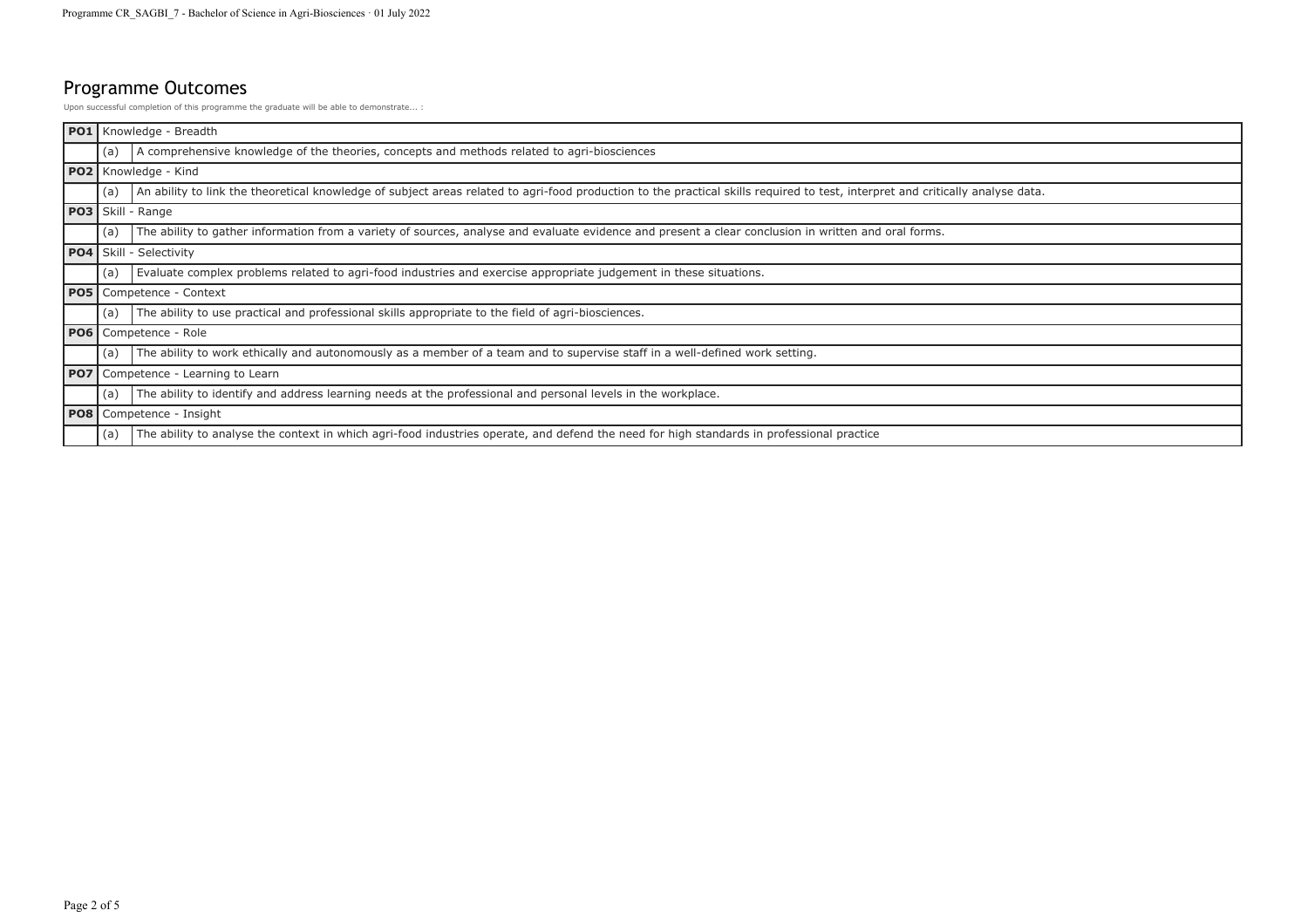## Programme Outcomes

Upon successful completion of this programme the graduate will be able to demonstrate... :

| | | |
|---|---|---|
| **PO1** | Knowledge - Breadth | |
| | (a) | A comprehensive knowledge of the theories, concepts and methods related to agri-biosciences |
| **PO2** | Knowledge - Kind | |
| | (a) | An ability to link the theoretical knowledge of subject areas related to agri-food production to the practical skills required to test, interpret and critically analyse data. |
| **PO3** | Skill - Range | |
| | (a) | The ability to gather information from a variety of sources, analyse and evaluate evidence and present a clear conclusion in written and oral forms. |
| **PO4** | Skill - Selectivity | |
| | (a) | Evaluate complex problems related to agri-food industries and exercise appropriate judgement in these situations. |
| **PO5** | Competence - Context | |
| | (a) | The ability to use practical and professional skills appropriate to the field of agri-biosciences. |
| **PO6** | Competence - Role | |
| | (a) | The ability to work ethically and autonomously as a member of a team and to supervise staff in a well-defined work setting. |
| **PO7** | Competence - Learning to Learn | |
| | (a) | The ability to identify and address learning needs at the professional and personal levels in the workplace. |
| **PO8** | Competence - Insight | |
| | (a) | The ability to analyse the context in which agri-food industries operate, and defend the need for high standards in professional practice |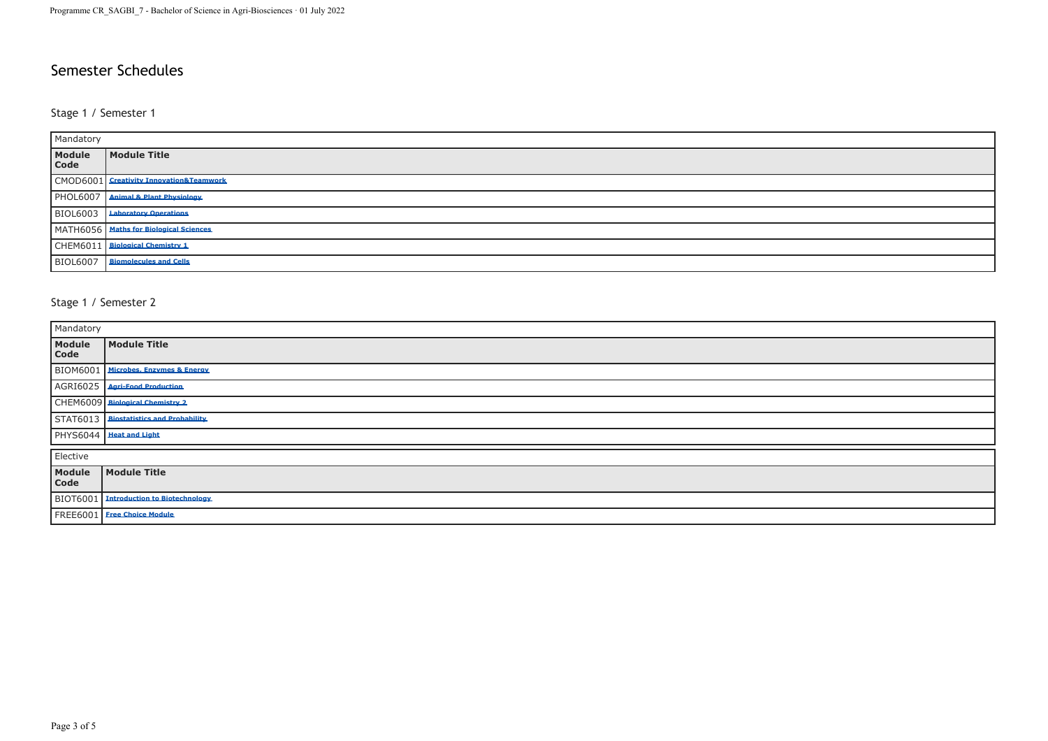# Semester Schedules

## Stage 1 / Semester 1

**Mandatory**

| Module Code | Module Title |
|---|---|
| CMOD6001 | Creativity Innovation&Teamwork |
| PHOL6007 | Animal & Plant Physiology |
| BIOL6003 | Laboratory Operations |
| MATH6056 | Maths for Biological Sciences |
| CHEM6011 | Biological Chemistry 1 |
| BIOL6007 | Biomolecules and Cells |

## Stage 1 / Semester 2

**Mandatory**

| Module Code | Module Title |
|---|---|
| BIOM6001 | Microbes, Enzymes & Energy |
| AGRI6025 | Agri-Food Production |
| CHEM6009 | Biological Chemistry 2 |
| STAT6013 | Biostatistics and Probability |
| PHYS6044 | Heat and Light |

**Elective**

| Module Code | Module Title |
|---|---|
| BIOT6001 | Introduction to Biotechnology |
| FREE6001 | Free Choice Module |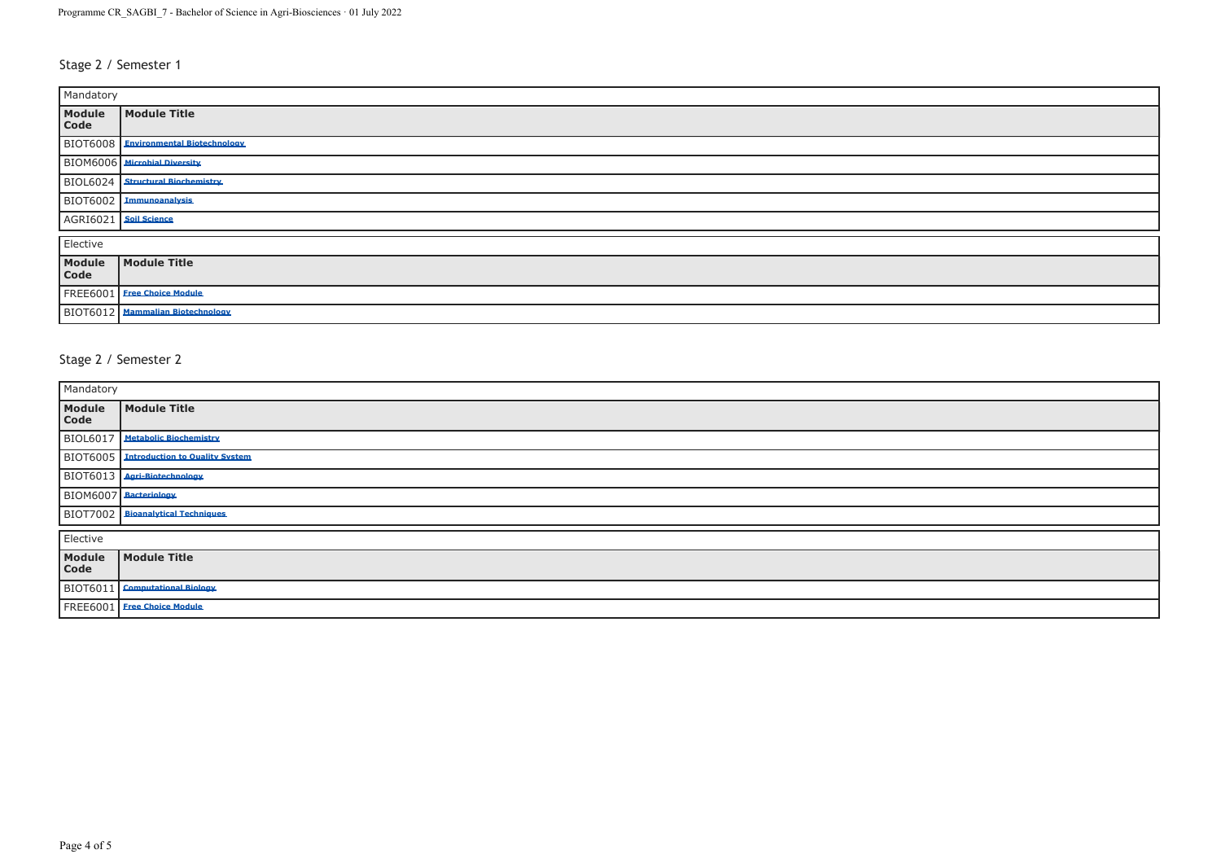## Stage 2 / Semester 1

| Mandatory | |
|---|---|
| **Module Code** | **Module Title** |
| BIOT6008 | Environmental Biotechnology |
| BIOM6006 | Microbial Diversity |
| BIOL6024 | Structural Biochemistry |
| BIOT6002 | Immunoanalysis |
| AGRI6021 | Soil Science |

| Elective | |
|---|---|
| **Module Code** | **Module Title** |
| FREE6001 | Free Choice Module |
| BIOT6012 | Mammalian Biotechnology |

## Stage 2 / Semester 2

| Mandatory | |
|---|---|
| **Module Code** | **Module Title** |
| BIOL6017 | Metabolic Biochemistry |
| BIOT6005 | Introduction to Quality System |
| BIOT6013 | Agri-Biotechnology |
| BIOM6007 | Bacteriology |
| BIOT7002 | Bioanalytical Techniques |

| Elective | |
|---|---|
| **Module Code** | **Module Title** |
| BIOT6011 | Computational Biology |
| FREE6001 | Free Choice Module |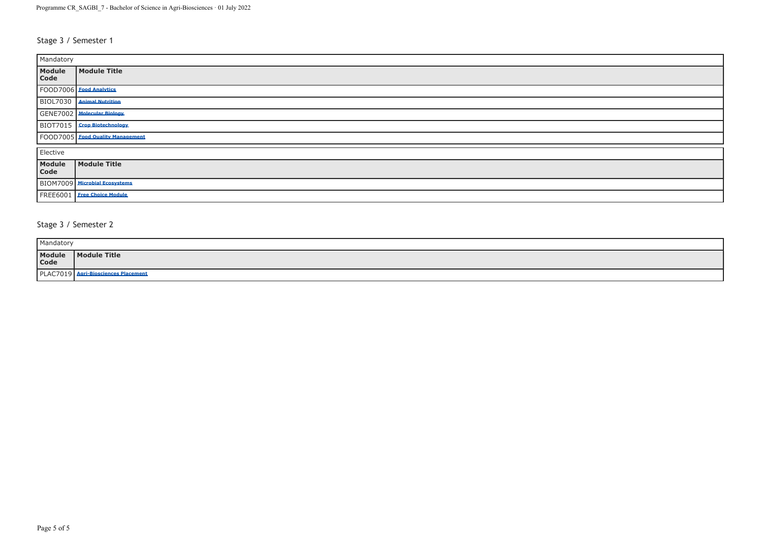## Stage 3 / Semester 1

| Mandatory | |
|---|---|
| **Module Code** | **Module Title** |
| FOOD7006 | Food Analytics |
| BIOL7030 | Animal Nutrition |
| GENE7002 | Molecular Biology |
| BIOT7015 | Crop Biotechnology |
| FOOD7005 | Food Quality Management |

| Elective | |
|---|---|
| **Module Code** | **Module Title** |
| BIOM7009 | Microbial Ecosystems |
| FREE6001 | Free Choice Module |

## Stage 3 / Semester 2

| Mandatory | |
|---|---|
| **Module Code** | **Module Title** |
| PLAC7019 | Agri-Biosciences Placement |